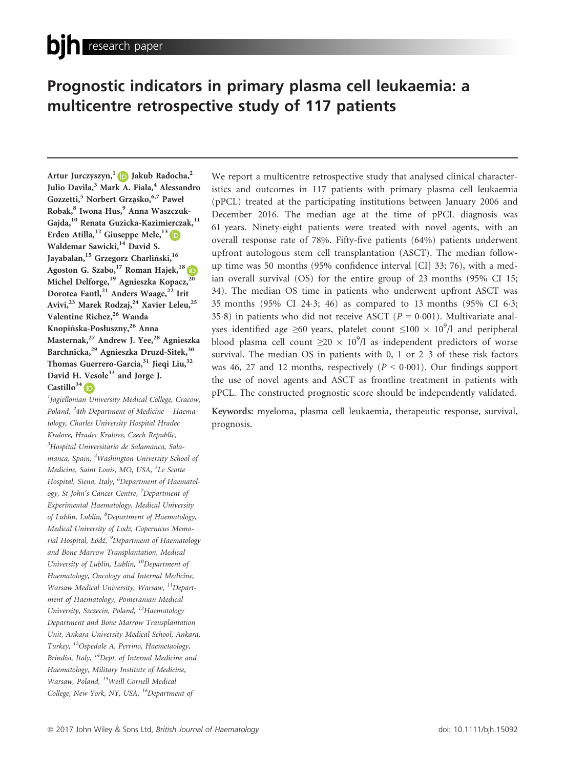# Prognostic indicators in primary plasma cell leukaemia: a multicentre retrospective study of 117 patients

Artur Jurczyszyn,[1] Jakub Radocha,[2] Julio Davila,[3] Mark A. Fiala,[4] Alessandro Gozzetti,[5] Norbert Grząśko,[6,7] Paweł Robak,[8] Iwona Hus,[9] Anna Waszczuk-Gajda,[10] Renata Guzicka-Kazimierczak,[11] Erden Atilla,[12] Giuseppe Mele,[13] Waldemar Sawicki,[14] David S. Jayabalan,[15] Grzegorz Charliński,[16] Agoston G. Szabo,[17] Roman Hajek,[18] Michel Delforge,[19] Agnieszka Kopacz,[20] Dorotea Fantl,[21] Anders Waage,[22] Irit Avivi,[23] Marek Rodzaj,[24] Xavier Leleu,[25] Valentine Richez,[26] Wanda Knopińska-Posłuszny,[26] Anna Masternak,[27] Andrew J. Yee,[28] Agnieszka Barchnicka,[29] Agnieszka Druzd-Sitek,[30] Thomas Guerrero-Garcia,[31] Jieqi Liu,[32] David H. Vesole[33] and Jorge J. Castillo[34]

*[1]Jagiellonian University Medical College, Cracow, Poland, [2]4th Department of Medicine – Haematology, Charles University Hospital Hradec Kralove, Hradec Kralove, Czech Republic, [3]Hospital Universitario de Salamanca, Salamanca, Spain, [4]Washington University School of Medicine, Saint Louis, MO, USA, [5]Le Scotte Hospital, Siena, Italy, [6]Department of Haematology, St John's Cancer Centre, [7]Department of Experimental Haematology, Medical University of Lublin, Lublin, [8]Department of Haematology, Medical University of Lodz, Copernicus Memorial Hospital, Łódź, [9]Department of Haematology and Bone Marrow Transplantation, Medical University of Lublin, Lublin, [10]Department of Haematology, Oncology and Internal Medicine, Warsaw Medical University, Warsaw, [11]Department of Haematology, Pomeranian Medical University, Szczecin, Poland, [12]Haematology Department and Bone Marrow Transplantation Unit, Ankara University Medical School, Ankara, Turkey, [13]Ospedale A. Perrino, Haemetaology, Brindisi, Italy, [14]Dept. of Internal Medicine and Haematology, Military Institute of Medicine, Warsaw, Poland, [15]Weill Cornell Medical College, New York, NY, USA, [16]Department of*

We report a multicentre retrospective study that analysed clinical characteristics and outcomes in 117 patients with primary plasma cell leukaemia (pPCL) treated at the participating institutions between January 2006 and December 2016. The median age at the time of pPCL diagnosis was 61 years. Ninety-eight patients were treated with novel agents, with an overall response rate of 78%. Fifty-five patients (64%) patients underwent upfront autologous stem cell transplantation (ASCT). The median follow-up time was 50 months (95% confidence interval [CI] 33; 76), with a median overall survival (OS) for the entire group of 23 months (95% CI 15; 34). The median OS time in patients who underwent upfront ASCT was 35 months (95% CI 24·3; 46) as compared to 13 months (95% CI 6·3; 35·8) in patients who did not receive ASCT ($P = 0{\cdot}001$). Multivariate analyses identified age ≥60 years, platelet count $\leq 100 \times 10^9$/l and peripheral blood plasma cell count $\geq 20 \times 10^9$/l as independent predictors of worse survival. The median OS in patients with 0, 1 or 2–3 of these risk factors was 46, 27 and 12 months, respectively ($P < 0{\cdot}001$). Our findings support the use of novel agents and ASCT as frontline treatment in patients with pPCL. The constructed prognostic score should be independently validated.

**Keywords:** myeloma, plasma cell leukaemia, therapeutic response, survival, prognosis.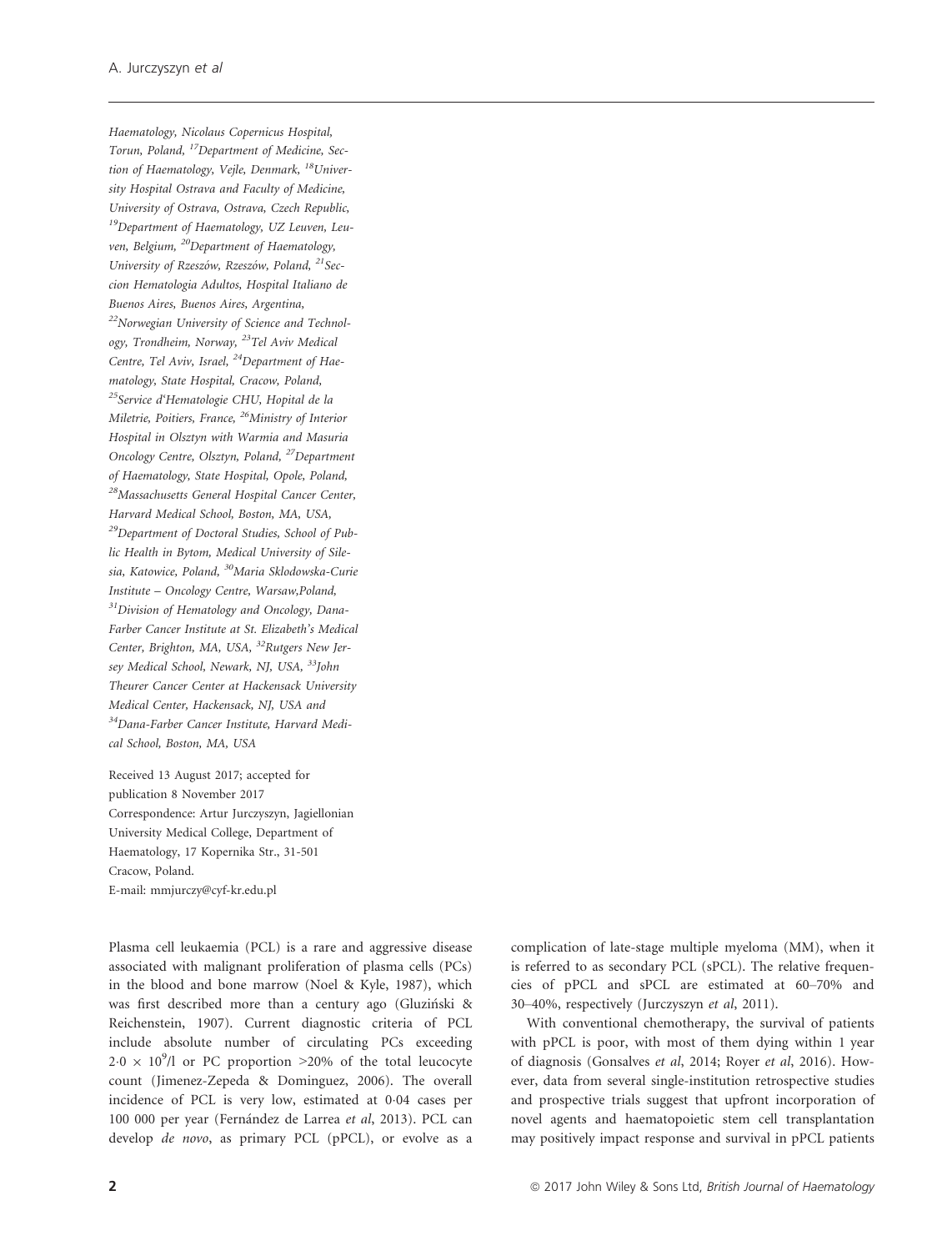Haematology, Nicolaus Copernicus Hospital, Torun, Poland, [17]Department of Medicine, Section of Haematology, Vejle, Denmark, [18]University Hospital Ostrava and Faculty of Medicine, University of Ostrava, Ostrava, Czech Republic, [19]Department of Haematology, UZ Leuven, Leuven, Belgium, [20]Department of Haematology, University of Rzeszów, Rzeszów, Poland, [21]Seccion Hematologia Adultos, Hospital Italiano de Buenos Aires, Buenos Aires, Argentina, [22]Norwegian University of Science and Technology, Trondheim, Norway, [23]Tel Aviv Medical Centre, Tel Aviv, Israel, [24]Department of Haematology, State Hospital, Cracow, Poland, [25]Service d'Hematologie CHU, Hopital de la Miletrie, Poitiers, France, [26]Ministry of Interior Hospital in Olsztyn with Warmia and Masuria Oncology Centre, Olsztyn, Poland, [27]Department of Haematology, State Hospital, Opole, Poland, [28]Massachusetts General Hospital Cancer Center, Harvard Medical School, Boston, MA, USA, [29]Department of Doctoral Studies, School of Public Health in Bytom, Medical University of Silesia, Katowice, Poland, [30]Maria Sklodowska-Curie Institute – Oncology Centre, Warsaw,Poland, [31]Division of Hematology and Oncology, Dana-Farber Cancer Institute at St. Elizabeth's Medical Center, Brighton, MA, USA, [32]Rutgers New Jersey Medical School, Newark, NJ, USA, [33]John Theurer Cancer Center at Hackensack University Medical Center, Hackensack, NJ, USA and [34]Dana-Farber Cancer Institute, Harvard Medical School, Boston, MA, USA

Received 13 August 2017; accepted for publication 8 November 2017

Correspondence: Artur Jurczyszyn, Jagiellonian University Medical College, Department of Haematology, 17 Kopernika Str., 31-501 Cracow, Poland.
E-mail: mmjurczy@cyf-kr.edu.pl

Plasma cell leukaemia (PCL) is a rare and aggressive disease associated with malignant proliferation of plasma cells (PCs) in the blood and bone marrow (Noel & Kyle, 1987), which was first described more than a century ago (Gluziński & Reichenstein, 1907). Current diagnostic criteria of PCL include absolute number of circulating PCs exceeding $2{\cdot}0 \times 10^9$/l or PC proportion >20% of the total leucocyte count (Jimenez-Zepeda & Dominguez, 2006). The overall incidence of PCL is very low, estimated at 0·04 cases per 100 000 per year (Fernández de Larrea *et al*, 2013). PCL can develop *de novo*, as primary PCL (pPCL), or evolve as a complication of late-stage multiple myeloma (MM), when it is referred to as secondary PCL (sPCL). The relative frequencies of pPCL and sPCL are estimated at 60–70% and 30–40%, respectively (Jurczyszyn *et al*, 2011).

With conventional chemotherapy, the survival of patients with pPCL is poor, with most of them dying within 1 year of diagnosis (Gonsalves *et al*, 2014; Royer *et al*, 2016). However, data from several single-institution retrospective studies and prospective trials suggest that upfront incorporation of novel agents and haematopoietic stem cell transplantation may positively impact response and survival in pPCL patients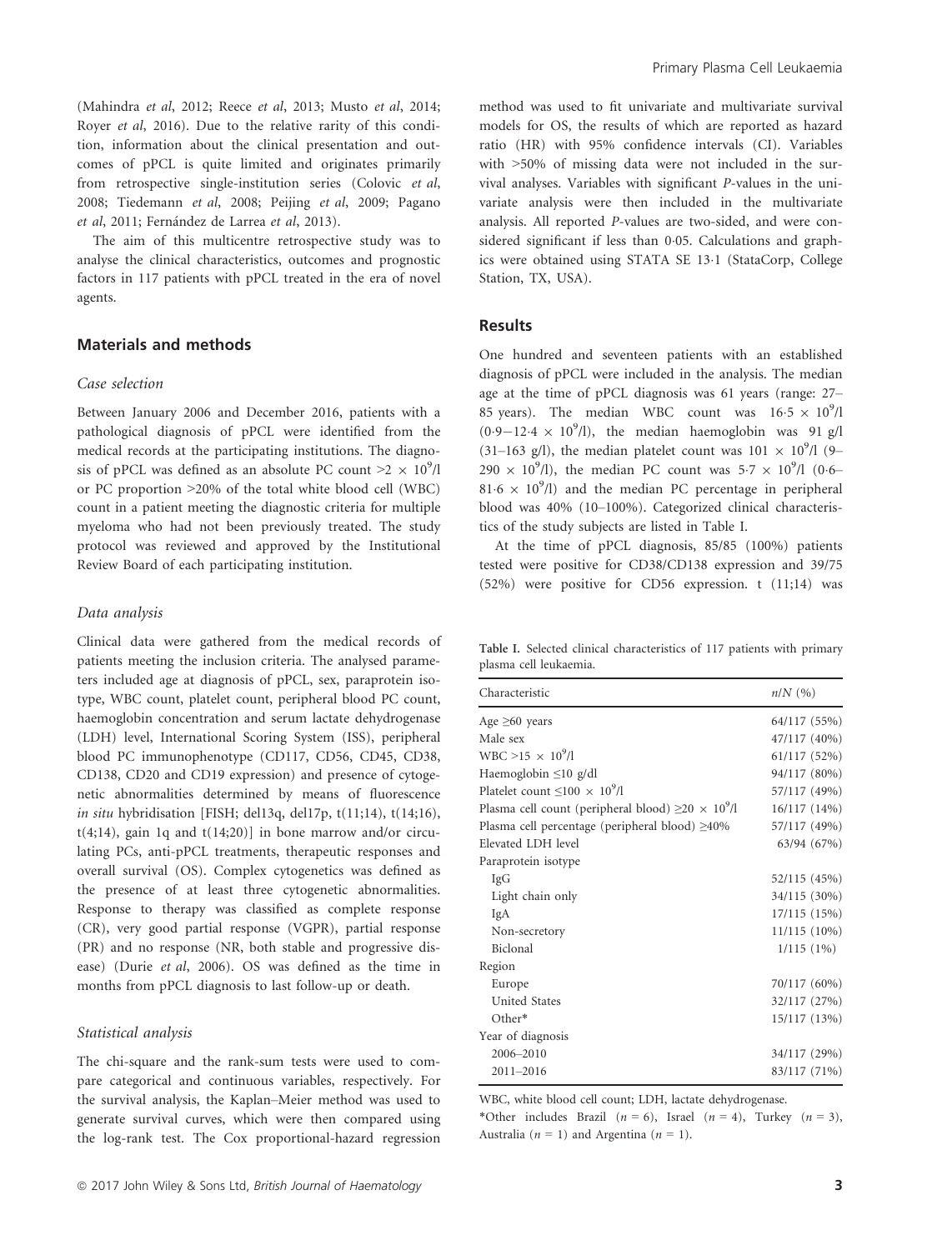(Mahindra *et al*, 2012; Reece *et al*, 2013; Musto *et al*, 2014; Royer *et al*, 2016). Due to the relative rarity of this condition, information about the clinical presentation and outcomes of pPCL is quite limited and originates primarily from retrospective single-institution series (Colovic *et al*, 2008; Tiedemann *et al*, 2008; Peijing *et al*, 2009; Pagano *et al*, 2011; Fernández de Larrea *et al*, 2013).

The aim of this multicentre retrospective study was to analyse the clinical characteristics, outcomes and prognostic factors in 117 patients with pPCL treated in the era of novel agents.

## Materials and methods

### *Case selection*

Between January 2006 and December 2016, patients with a pathological diagnosis of pPCL were identified from the medical records at the participating institutions. The diagnosis of pPCL was defined as an absolute PC count $>2 \times 10^9$/l or PC proportion >20% of the total white blood cell (WBC) count in a patient meeting the diagnostic criteria for multiple myeloma who had not been previously treated. The study protocol was reviewed and approved by the Institutional Review Board of each participating institution.

### *Data analysis*

Clinical data were gathered from the medical records of patients meeting the inclusion criteria. The analysed parameters included age at diagnosis of pPCL, sex, paraprotein isotype, WBC count, platelet count, peripheral blood PC count, haemoglobin concentration and serum lactate dehydrogenase (LDH) level, International Scoring System (ISS), peripheral blood PC immunophenotype (CD117, CD56, CD45, CD38, CD138, CD20 and CD19 expression) and presence of cytogenetic abnormalities determined by means of fluorescence *in situ* hybridisation [FISH; del13q, del17p, t(11;14), t(14;16), t(4;14), gain 1q and t(14;20)] in bone marrow and/or circulating PCs, anti-pPCL treatments, therapeutic responses and overall survival (OS). Complex cytogenetics was defined as the presence of at least three cytogenetic abnormalities. Response to therapy was classified as complete response (CR), very good partial response (VGPR), partial response (PR) and no response (NR, both stable and progressive disease) (Durie *et al*, 2006). OS was defined as the time in months from pPCL diagnosis to last follow-up or death.

### *Statistical analysis*

The chi-square and the rank-sum tests were used to compare categorical and continuous variables, respectively. For the survival analysis, the Kaplan–Meier method was used to generate survival curves, which were then compared using the log-rank test. The Cox proportional-hazard regression method was used to fit univariate and multivariate survival models for OS, the results of which are reported as hazard ratio (HR) with 95% confidence intervals (CI). Variables with >50% of missing data were not included in the survival analyses. Variables with significant *P*-values in the univariate analysis were then included in the multivariate analysis. All reported *P*-values are two-sided, and were considered significant if less than 0·05. Calculations and graphics were obtained using STATA SE 13·1 (StataCorp, College Station, TX, USA).

## Results

One hundred and seventeen patients with an established diagnosis of pPCL were included in the analysis. The median age at the time of pPCL diagnosis was 61 years (range: 27–85 years). The median WBC count was $16·5 \times 10^9$/l ($0·9-12·4 \times 10^9$/l), the median haemoglobin was 91 g/l (31–163 g/l), the median platelet count was $101 \times 10^9$/l (9–$290 \times 10^9$/l), the median PC count was $5·7 \times 10^9$/l (0·6–$81·6 \times 10^9$/l) and the median PC percentage in peripheral blood was 40% (10–100%). Categorized clinical characteristics of the study subjects are listed in Table I.

At the time of pPCL diagnosis, 85/85 (100%) patients tested were positive for CD38/CD138 expression and 39/75 (52%) were positive for CD56 expression. t (11;14) was

**Table I.** Selected clinical characteristics of 117 patients with primary plasma cell leukaemia.

| Characteristic | *n*/*N* (%) |
|---|---|
| Age ≥60 years | 64/117 (55%) |
| Male sex | 47/117 (40%) |
| WBC $>15 \times 10^9$/l | 61/117 (52%) |
| Haemoglobin ≤10 g/dl | 94/117 (80%) |
| Platelet count $\leq 100 \times 10^9$/l | 57/117 (49%) |
| Plasma cell count (peripheral blood) $\geq 20 \times 10^9$/l | 16/117 (14%) |
| Plasma cell percentage (peripheral blood) ≥40% | 57/117 (49%) |
| Elevated LDH level | 63/94 (67%) |
| Paraprotein isotype | |
| IgG | 52/115 (45%) |
| Light chain only | 34/115 (30%) |
| IgA | 17/115 (15%) |
| Non-secretory | 11/115 (10%) |
| Biclonal | 1/115 (1%) |
| Region | |
| Europe | 70/117 (60%) |
| United States | 32/117 (27%) |
| Other* | 15/117 (13%) |
| Year of diagnosis | |
| 2006–2010 | 34/117 (29%) |
| 2011–2016 | 83/117 (71%) |

WBC, white blood cell count; LDH, lactate dehydrogenase.

*Other includes Brazil (*n* = 6), Israel (*n* = 4), Turkey (*n* = 3), Australia (*n* = 1) and Argentina (*n* = 1).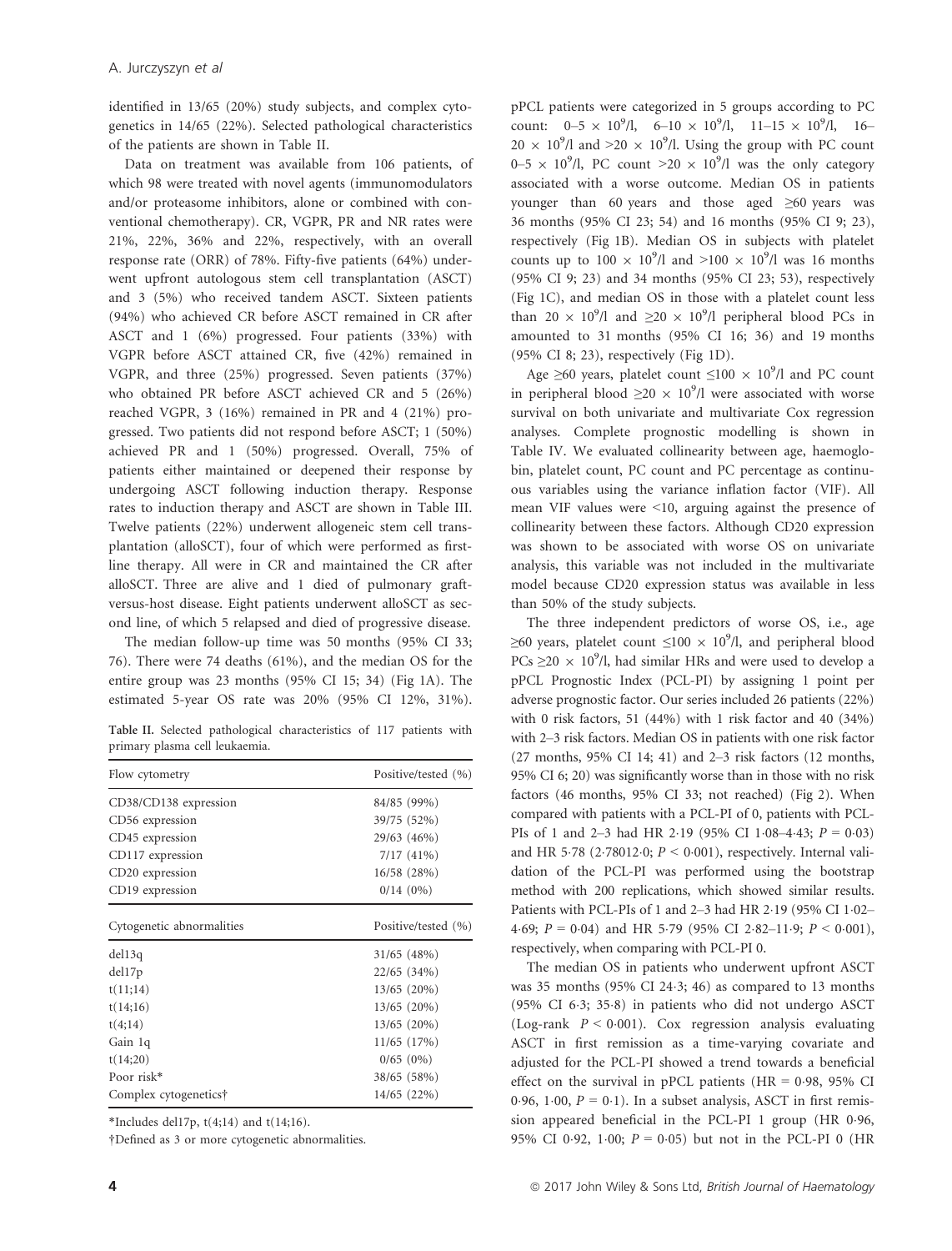identified in 13/65 (20%) study subjects, and complex cytogenetics in 14/65 (22%). Selected pathological characteristics of the patients are shown in Table II.

Data on treatment was available from 106 patients, of which 98 were treated with novel agents (immunomodulators and/or proteasome inhibitors, alone or combined with conventional chemotherapy). CR, VGPR, PR and NR rates were 21%, 22%, 36% and 22%, respectively, with an overall response rate (ORR) of 78%. Fifty-five patients (64%) underwent upfront autologous stem cell transplantation (ASCT) and 3 (5%) who received tandem ASCT. Sixteen patients (94%) who achieved CR before ASCT remained in CR after ASCT and 1 (6%) progressed. Four patients (33%) with VGPR before ASCT attained CR, five (42%) remained in VGPR, and three (25%) progressed. Seven patients (37%) who obtained PR before ASCT achieved CR and 5 (26%) reached VGPR, 3 (16%) remained in PR and 4 (21%) progressed. Two patients did not respond before ASCT; 1 (50%) achieved PR and 1 (50%) progressed. Overall, 75% of patients either maintained or deepened their response by undergoing ASCT following induction therapy. Response rates to induction therapy and ASCT are shown in Table III. Twelve patients (22%) underwent allogeneic stem cell transplantation (alloSCT), four of which were performed as first-line therapy. All were in CR and maintained the CR after alloSCT. Three are alive and 1 died of pulmonary graft-versus-host disease. Eight patients underwent alloSCT as second line, of which 5 relapsed and died of progressive disease.

The median follow-up time was 50 months (95% CI 33; 76). There were 74 deaths (61%), and the median OS for the entire group was 23 months (95% CI 15; 34) (Fig 1A). The estimated 5-year OS rate was 20% (95% CI 12%, 31%).

Table II. Selected pathological characteristics of 117 patients with primary plasma cell leukaemia.

| Flow cytometry | Positive/tested (%) |
|---|---|
| CD38/CD138 expression | 84/85 (99%) |
| CD56 expression | 39/75 (52%) |
| CD45 expression | 29/63 (46%) |
| CD117 expression | 7/17 (41%) |
| CD20 expression | 16/58 (28%) |
| CD19 expression | 0/14 (0%) |
| **Cytogenetic abnormalities** | **Positive/tested (%)** |
| del13q | 31/65 (48%) |
| del17p | 22/65 (34%) |
| t(11;14) | 13/65 (20%) |
| t(14;16) | 13/65 (20%) |
| t(4;14) | 13/65 (20%) |
| Gain 1q | 11/65 (17%) |
| t(14;20) | 0/65 (0%) |
| Poor risk* | 38/65 (58%) |
| Complex cytogenetics† | 14/65 (22%) |

*Includes del17p, t(4;14) and t(14;16).

†Defined as 3 or more cytogenetic abnormalities.

pPCL patients were categorized in 5 groups according to PC count: $0–5 \times 10^9$/l, $6–10 \times 10^9$/l, $11–15 \times 10^9$/l, $16–20 \times 10^9$/l and $>20 \times 10^9$/l. Using the group with PC count $0–5 \times 10^9$/l, PC count $>20 \times 10^9$/l was the only category associated with a worse outcome. Median OS in patients younger than 60 years and those aged ≥60 years was 36 months (95% CI 23; 54) and 16 months (95% CI 9; 23), respectively (Fig 1B). Median OS in subjects with platelet counts up to $100 \times 10^9$/l and $>100 \times 10^9$/l was 16 months (95% CI 9; 23) and 34 months (95% CI 23; 53), respectively (Fig 1C), and median OS in those with a platelet count less than $20 \times 10^9$/l and $\geq 20 \times 10^9$/l peripheral blood PCs in amounted to 31 months (95% CI 16; 36) and 19 months (95% CI 8; 23), respectively (Fig 1D).

Age ≥60 years, platelet count $\leq 100 \times 10^9$/l and PC count in peripheral blood $\geq 20 \times 10^9$/l were associated with worse survival on both univariate and multivariate Cox regression analyses. Complete prognostic modelling is shown in Table IV. We evaluated collinearity between age, haemoglobin, platelet count, PC count and PC percentage as continuous variables using the variance inflation factor (VIF). All mean VIF values were <10, arguing against the presence of collinearity between these factors. Although CD20 expression was shown to be associated with worse OS on univariate analysis, this variable was not included in the multivariate model because CD20 expression status was available in less than 50% of the study subjects.

The three independent predictors of worse OS, i.e., age ≥60 years, platelet count $\leq 100 \times 10^9$/l, and peripheral blood PCs $\geq 20 \times 10^9$/l, had similar HRs and were used to develop a pPCL Prognostic Index (PCL-PI) by assigning 1 point per adverse prognostic factor. Our series included 26 patients (22%) with 0 risk factors, 51 (44%) with 1 risk factor and 40 (34%) with 2–3 risk factors. Median OS in patients with one risk factor (27 months, 95% CI 14; 41) and 2–3 risk factors (12 months, 95% CI 6; 20) was significantly worse than in those with no risk factors (46 months, 95% CI 33; not reached) (Fig 2). When compared with patients with a PCL-PI of 0, patients with PCL-PIs of 1 and 2–3 had HR 2·19 (95% CI 1·08–4·43; $P = 0·03$) and HR 5·78 (2·78012·0; $P < 0·001$), respectively. Internal validation of the PCL-PI was performed using the bootstrap method with 200 replications, which showed similar results. Patients with PCL-PIs of 1 and 2–3 had HR 2·19 (95% CI 1·02–4·69; $P = 0·04$) and HR 5·79 (95% CI 2·82–11·9; $P < 0·001$), respectively, when comparing with PCL-PI 0.

The median OS in patients who underwent upfront ASCT was 35 months (95% CI 24·3; 46) as compared to 13 months (95% CI 6·3; 35·8) in patients who did not undergo ASCT (Log-rank $P < 0·001$). Cox regression analysis evaluating ASCT in first remission as a time-varying covariate and adjusted for the PCL-PI showed a trend towards a beneficial effect on the survival in pPCL patients (HR = 0·98, 95% CI 0·96, 1·00, $P = 0·1$). In a subset analysis, ASCT in first remission appeared beneficial in the PCL-PI 1 group (HR 0·96, 95% CI 0·92, 1·00; $P = 0·05$) but not in the PCL-PI 0 (HR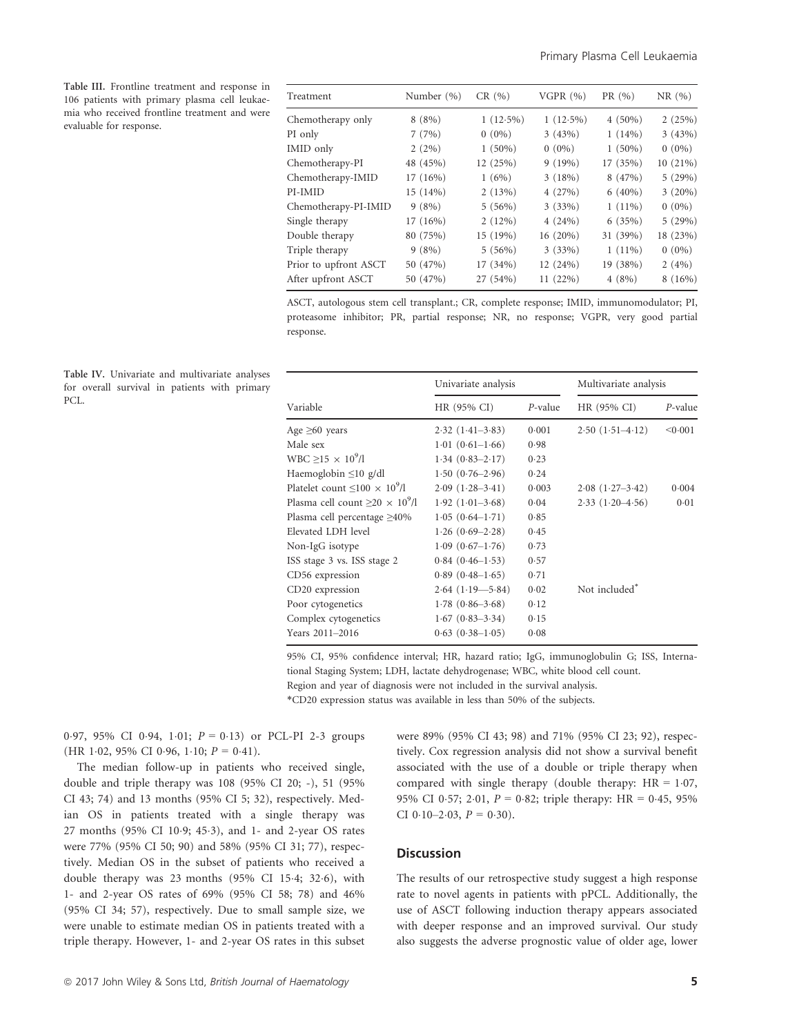Table III. Frontline treatment and response in 106 patients with primary plasma cell leukaemia who received frontline treatment and were evaluable for response.

| Treatment | Number (%) | CR (%) | VGPR (%) | PR (%) | NR (%) |
|---|---|---|---|---|---|
| Chemotherapy only | 8 (8%) | 1 (12·5%) | 1 (12·5%) | 4 (50%) | 2 (25%) |
| PI only | 7 (7%) | 0 (0%) | 3 (43%) | 1 (14%) | 3 (43%) |
| IMID only | 2 (2%) | 1 (50%) | 0 (0%) | 1 (50%) | 0 (0%) |
| Chemotherapy-PI | 48 (45%) | 12 (25%) | 9 (19%) | 17 (35%) | 10 (21%) |
| Chemotherapy-IMID | 17 (16%) | 1 (6%) | 3 (18%) | 8 (47%) | 5 (29%) |
| PI-IMID | 15 (14%) | 2 (13%) | 4 (27%) | 6 (40%) | 3 (20%) |
| Chemotherapy-PI-IMID | 9 (8%) | 5 (56%) | 3 (33%) | 1 (11%) | 0 (0%) |
| Single therapy | 17 (16%) | 2 (12%) | 4 (24%) | 6 (35%) | 5 (29%) |
| Double therapy | 80 (75%) | 15 (19%) | 16 (20%) | 31 (39%) | 18 (23%) |
| Triple therapy | 9 (8%) | 5 (56%) | 3 (33%) | 1 (11%) | 0 (0%) |
| Prior to upfront ASCT | 50 (47%) | 17 (34%) | 12 (24%) | 19 (38%) | 2 (4%) |
| After upfront ASCT | 50 (47%) | 27 (54%) | 11 (22%) | 4 (8%) | 8 (16%) |

ASCT, autologous stem cell transplant.; CR, complete response; IMID, immunomodulator; PI, proteasome inhibitor; PR, partial response; NR, no response; VGPR, very good partial response.

Table IV. Univariate and multivariate analyses for overall survival in patients with primary PCL.

| | Univariate analysis | | Multivariate analysis | |
|---|---|---|---|---|
| Variable | HR (95% CI) | *P*-value | HR (95% CI) | *P*-value |
| Age ≥60 years | 2·32 (1·41–3·83) | 0·001 | 2·50 (1·51–4·12) | <0·001 |
| Male sex | 1·01 (0·61–1·66) | 0·98 | | |
| WBC $\geq 15 \times 10^9$/l | 1·34 (0·83–2·17) | 0·23 | | |
| Haemoglobin ≤10 g/dl | 1·50 (0·76–2·96) | 0·24 | | |
| Platelet count $\leq 100 \times 10^9$/l | 2·09 (1·28–3·41) | 0·003 | 2·08 (1·27–3·42) | 0·004 |
| Plasma cell count $\geq 20 \times 10^9$/l | 1·92 (1·01–3·68) | 0·04 | 2·33 (1·20–4·56) | 0·01 |
| Plasma cell percentage ≥40% | 1·05 (0·64–1·71) | 0·85 | | |
| Elevated LDH level | 1·26 (0·69–2·28) | 0·45 | | |
| Non-IgG isotype | 1·09 (0·67–1·76) | 0·73 | | |
| ISS stage 3 vs. ISS stage 2 | 0·84 (0·46–1·53) | 0·57 | | |
| CD56 expression | 0·89 (0·48–1·65) | 0·71 | | |
| CD20 expression | 2·64 (1·19—5·84) | 0·02 | Not included* | |
| Poor cytogenetics | 1·78 (0·86–3·68) | 0·12 | | |
| Complex cytogenetics | 1·67 (0·83–3·34) | 0·15 | | |
| Years 2011–2016 | 0·63 (0·38–1·05) | 0·08 | | |

95% CI, 95% confidence interval; HR, hazard ratio; IgG, immunoglobulin G; ISS, International Staging System; LDH, lactate dehydrogenase; WBC, white blood cell count.
Region and year of diagnosis were not included in the survival analysis.
*CD20 expression status was available in less than 50% of the subjects.

0·97, 95% CI 0·94, 1·01; $P = 0·13$) or PCL-PI 2-3 groups (HR 1·02, 95% CI 0·96, 1·10; $P = 0·41$).

The median follow-up in patients who received single, double and triple therapy was 108 (95% CI 20; -), 51 (95% CI 43; 74) and 13 months (95% CI 5; 32), respectively. Median OS in patients treated with a single therapy was 27 months (95% CI 10·9; 45·3), and 1- and 2-year OS rates were 77% (95% CI 50; 90) and 58% (95% CI 31; 77), respectively. Median OS in the subset of patients who received a double therapy was 23 months (95% CI 15·4; 32·6), with 1- and 2-year OS rates of 69% (95% CI 58; 78) and 46% (95% CI 34; 57), respectively. Due to small sample size, we were unable to estimate median OS in patients treated with a triple therapy. However, 1- and 2-year OS rates in this subset were 89% (95% CI 43; 98) and 71% (95% CI 23; 92), respectively. Cox regression analysis did not show a survival benefit associated with the use of a double or triple therapy when compared with single therapy (double therapy: HR = 1·07, 95% CI 0·57; 2·01, $P = 0·82$; triple therapy: HR = 0·45, 95% CI 0·10–2·03, $P = 0·30$).

## Discussion

The results of our retrospective study suggest a high response rate to novel agents in patients with pPCL. Additionally, the use of ASCT following induction therapy appears associated with deeper response and an improved survival. Our study also suggests the adverse prognostic value of older age, lower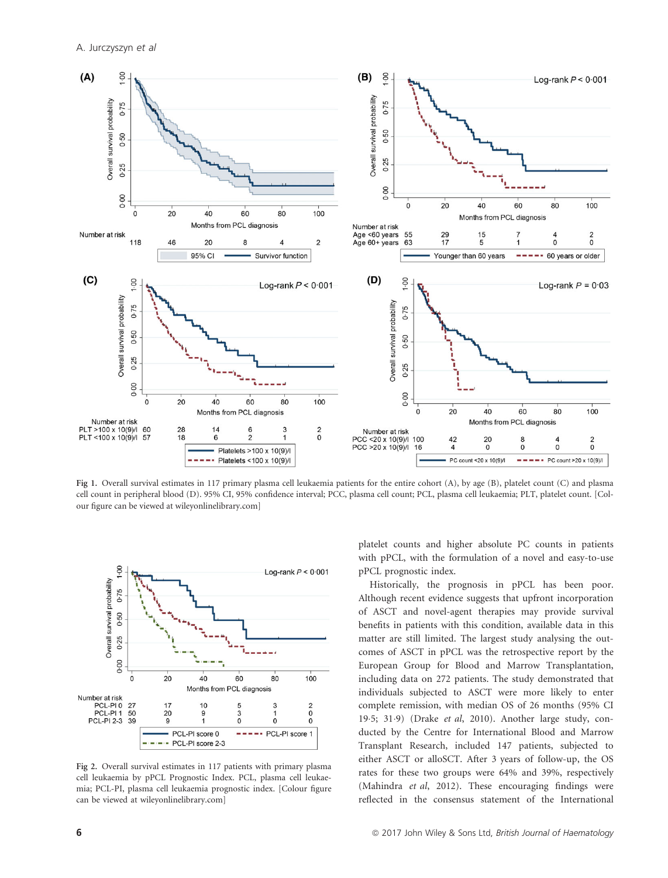Fig 1. Overall survival estimates in 117 primary plasma cell leukaemia patients for the entire cohort (A), by age (B), platelet count (C) and plasma cell count in peripheral blood (D). 95% CI, 95% confidence interval; PCC, plasma cell count; PCL, plasma cell leukaemia; PLT, platelet count. [Colour figure can be viewed at wileyonlinelibrary.com]

Fig 2. Overall survival estimates in 117 patients with primary plasma cell leukaemia by pPCL Prognostic Index. PCL, plasma cell leukaemia; PCL-PI, plasma cell leukaemia prognostic index. [Colour figure can be viewed at wileyonlinelibrary.com]

platelet counts and higher absolute PC counts in patients with pPCL, with the formulation of a novel and easy-to-use pPCL prognostic index.

Historically, the prognosis in pPCL has been poor. Although recent evidence suggests that upfront incorporation of ASCT and novel-agent therapies may provide survival benefits in patients with this condition, available data in this matter are still limited. The largest study analysing the outcomes of ASCT in pPCL was the retrospective report by the European Group for Blood and Marrow Transplantation, including data on 272 patients. The study demonstrated that individuals subjected to ASCT were more likely to enter complete remission, with median OS of 26 months (95% CI 19·5; 31·9) (Drake *et al*, 2010). Another large study, conducted by the Centre for International Blood and Marrow Transplant Research, included 147 patients, subjected to either ASCT or alloSCT. After 3 years of follow-up, the OS rates for these two groups were 64% and 39%, respectively (Mahindra *et al*, 2012). These encouraging findings were reflected in the consensus statement of the International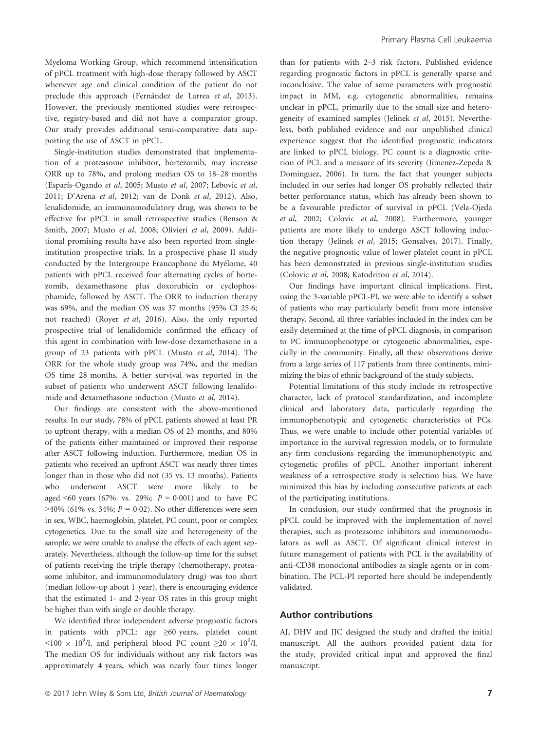Myeloma Working Group, which recommend intensification of pPCL treatment with high-dose therapy followed by ASCT whenever age and clinical condition of the patient do not preclude this approach (Fernández de Larrea *et al*, 2013). However, the previously mentioned studies were retrospective, registry-based and did not have a comparator group. Our study provides additional semi-comparative data supporting the use of ASCT in pPCL.

Single-institution studies demonstrated that implementation of a proteasome inhibitor, bortezomib, may increase ORR up to 78%, and prolong median OS to 18–28 months (Esparís-Ogando *et al*, 2005; Musto *et al*, 2007; Lebovic *et al*, 2011; D'Arena *et al*, 2012; van de Donk *et al*, 2012). Also, lenalidomide, an immunomodulatory drug, was shown to be effective for pPCL in small retrospective studies (Benson & Smith, 2007; Musto *et al*, 2008; Olivieri *et al*, 2009). Additional promising results have also been reported from single-institution prospective trials. In a prospective phase II study conducted by the Intergroupe Francophone du Myélome, 40 patients with pPCL received four alternating cycles of bortezomib, dexamethasone plus doxorubicin or cyclophosphamide, followed by ASCT. The ORR to induction therapy was 69%, and the median OS was 37 months (95% CI 25·6; not reached) (Royer *et al*, 2016). Also, the only reported prospective trial of lenalidomide confirmed the efficacy of this agent in combination with low-dose dexamethasone in a group of 23 patients with pPCL (Musto *et al*, 2014). The ORR for the whole study group was 74%, and the median OS time 28 months. A better survival was reported in the subset of patients who underwent ASCT following lenalidomide and dexamethasone induction (Musto *et al*, 2014).

Our findings are consistent with the above-mentioned results. In our study, 78% of pPCL patients showed at least PR to upfront therapy, with a median OS of 23 months, and 80% of the patients either maintained or improved their response after ASCT following induction. Furthermore, median OS in patients who received an upfront ASCT was nearly three times longer than in those who did not (35 vs. 13 months). Patients who underwent ASCT were more likely to be aged <60 years (67% vs. 29%; $P = 0{\cdot}001$) and to have PC >40% (61% vs. 34%; $P = 0{\cdot}02$). No other differences were seen in sex, WBC, haemoglobin, platelet, PC count, poor or complex cytogenetics. Due to the small size and heterogeneity of the sample, we were unable to analyse the effects of each agent separately. Nevertheless, although the follow-up time for the subset of patients receiving the triple therapy (chemotherapy, proteasome inhibitor, and immunomodulatory drug) was too short (median follow-up about 1 year), there is encouraging evidence that the estimated 1- and 2-year OS rates in this group might be higher than with single or double therapy.

We identified three independent adverse prognostic factors in patients with pPCL: age ≥60 years, platelet count $<100 \times 10^9$/l, and peripheral blood PC count $\geq 20 \times 10^9$/l. The median OS for individuals without any risk factors was approximately 4 years, which was nearly four times longer than for patients with 2–3 risk factors. Published evidence regarding prognostic factors in pPCL is generally sparse and inconclusive. The value of some parameters with prognostic impact in MM, e.g. cytogenetic abnormalities, remains unclear in pPCL, primarily due to the small size and heterogeneity of examined samples (Jelinek *et al*, 2015). Nevertheless, both published evidence and our unpublished clinical experience suggest that the identified prognostic indicators are linked to pPCL biology. PC count is a diagnostic criterion of PCL and a measure of its severity (Jimenez-Zepeda & Dominguez, 2006). In turn, the fact that younger subjects included in our series had longer OS probably reflected their better performance status, which has already been shown to be a favourable predictor of survival in pPCL (Vela-Ojeda *et al*, 2002; Colovic *et al*, 2008). Furthermore, younger patients are more likely to undergo ASCT following induction therapy (Jelinek *et al*, 2015; Gonsalves, 2017). Finally, the negative prognostic value of lower platelet count in pPCL has been demonstrated in previous single-institution studies (Colovic *et al*, 2008; Katodritou *et al*, 2014).

Our findings have important clinical implications. First, using the 3-variable pPCL-PI, we were able to identify a subset of patients who may particularly benefit from more intensive therapy. Second, all three variables included in the index can be easily determined at the time of pPCL diagnosis, in comparison to PC immunophenotype or cytogenetic abnormalities, especially in the community. Finally, all these observations derive from a large series of 117 patients from three continents, minimizing the bias of ethnic background of the study subjects.

Potential limitations of this study include its retrospective character, lack of protocol standardization, and incomplete clinical and laboratory data, particularly regarding the immunophenotypic and cytogenetic characteristics of PCs. Thus, we were unable to include other potential variables of importance in the survival regression models, or to formulate any firm conclusions regarding the immunophenotypic and cytogenetic profiles of pPCL. Another important inherent weakness of a retrospective study is selection bias. We have minimized this bias by including consecutive patients at each of the participating institutions.

In conclusion, our study confirmed that the prognosis in pPCL could be improved with the implementation of novel therapies, such as proteasome inhibitors and immunomodulators as well as ASCT. Of significant clinical interest in future management of patients with PCL is the availability of anti-CD38 monoclonal antibodies as single agents or in combination. The PCL-PI reported here should be independently validated.

## Author contributions

AJ, DHV and JJC designed the study and drafted the initial manuscript. All the authors provided patient data for the study, provided critical input and approved the final manuscript.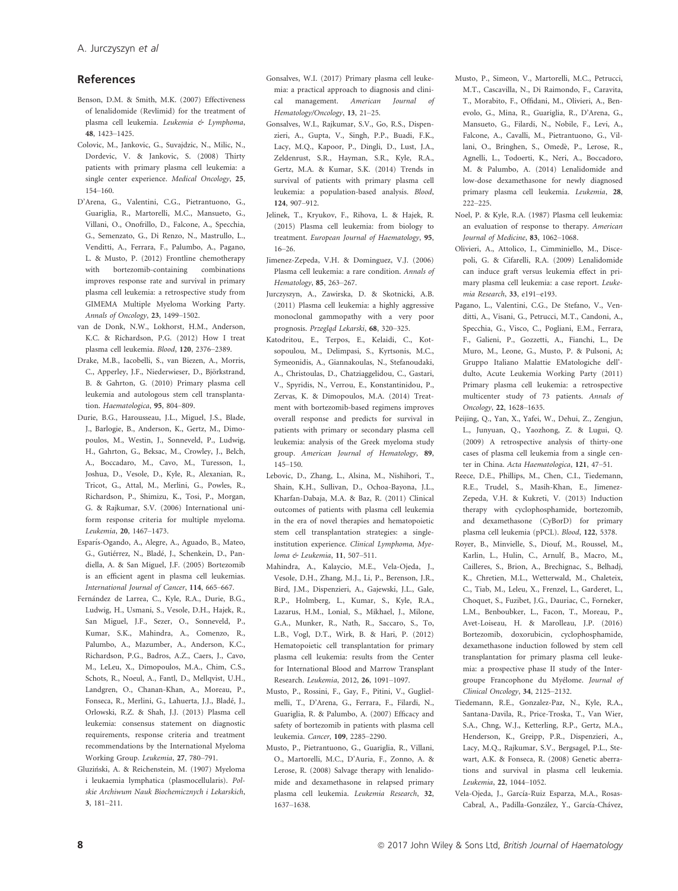## References

Benson, D.M. & Smith, M.K. (2007) Effectiveness of lenalidomide (Revlimid) for the treatment of plasma cell leukemia. *Leukemia & Lymphoma*, **48**, 1423–1425.

Colovic, M., Jankovic, G., Suvajdzic, N., Milic, N., Dordevic, V. & Jankovic, S. (2008) Thirty patients with primary plasma cell leukemia: a single center experience. *Medical Oncology*, **25**, 154–160.

D'Arena, G., Valentini, C.G., Pietrantuono, G., Guariglia, R., Martorelli, M.C., Mansueto, G., Villani, O., Onofrillo, D., Falcone, A., Specchia, G., Semenzato, G., Di Renzo, N., Mastrullo, L., Venditti, A., Ferrara, F., Palumbo, A., Pagano, L. & Musto, P. (2012) Frontline chemotherapy with bortezomib-containing combinations improves response rate and survival in primary plasma cell leukemia: a retrospective study from GIMEMA Multiple Myeloma Working Party. *Annals of Oncology*, **23**, 1499–1502.

van de Donk, N.W., Lokhorst, H.M., Anderson, K.C. & Richardson, P.G. (2012) How I treat plasma cell leukemia. *Blood*, **120**, 2376–2389.

Drake, M.B., Iacobelli, S., van Biezen, A., Morris, C., Apperley, J.F., Niederwieser, D., Björkstrand, B. & Gahrton, G. (2010) Primary plasma cell leukemia and autologous stem cell transplantation. *Haematologica*, **95**, 804–809.

Durie, B.G., Harousseau, J.L., Miguel, J.S., Blade, J., Barlogie, B., Anderson, K., Gertz, M., Dimopoulos, M., Westin, J., Sonneveld, P., Ludwig, H., Gahrton, G., Beksac, M., Crowley, J., Belch, A., Boccadaro, M., Cavo, M., Turesson, I., Joshua, D., Vesole, D., Kyle, R., Alexanian, R., Tricot, G., Attal, M., Merlini, G., Powles, R., Richardson, P., Shimizu, K., Tosi, P., Morgan, G. & Rajkumar, S.V. (2006) International uniform response criteria for multiple myeloma. *Leukemia*, **20**, 1467–1473.

Esparís-Ogando, A., Alegre, A., Aguado, B., Mateo, G., Gutiérrez, N., Bladé, J., Schenkein, D., Pandiella, A. & San Miguel, J.F. (2005) Bortezomib is an efficient agent in plasma cell leukemias. *International Journal of Cancer*, **114**, 665–667.

Fernández de Larrea, C., Kyle, R.A., Durie, B.G., Ludwig, H., Usmani, S., Vesole, D.H., Hajek, R., San Miguel, J.F., Sezer, O., Sonneveld, P., Kumar, S.K., Mahindra, A., Comenzo, R., Palumbo, A., Mazumber, A., Anderson, K.C., Richardson, P.G., Badros, A.Z., Caers, J., Cavo, M., LeLeu, X., Dimopoulos, M.A., Chim, C.S., Schots, R., Noeul, A., Fantl, D., Mellqvist, U.H., Landgren, O., Chanan-Khan, A., Moreau, P., Fonseca, R., Merlini, G., Lahuerta, J.J., Bladé, J., Orlowski, R.Z. & Shah, J.J. (2013) Plasma cell leukemia: consensus statement on diagnostic requirements, response criteria and treatment recommendations by the International Myeloma Working Group. *Leukemia*, **27**, 780–791.

Gluziński, A. & Reichenstein, M. (1907) Myeloma i leukaemia lymphatica (plasmocellularis). *Polskie Archiwum Nauk Biochemicznych i Lekarskich*, **3**, 181–211.

Gonsalves, W.I. (2017) Primary plasma cell leukemia: a practical approach to diagnosis and clinical management. *American Journal of Hematology/Oncology*, **13**, 21–25.

Gonsalves, W.I., Rajkumar, S.V., Go, R.S., Dispenzieri, A., Gupta, V., Singh, P.P., Buadi, F.K., Lacy, M.Q., Kapoor, P., Dingli, D., Lust, J.A., Zeldenrust, S.R., Hayman, S.R., Kyle, R.A., Gertz, M.A. & Kumar, S.K. (2014) Trends in survival of patients with primary plasma cell leukemia: a population-based analysis. *Blood*, **124**, 907–912.

Jelinek, T., Kryukov, F., Rihova, L. & Hajek, R. (2015) Plasma cell leukemia: from biology to treatment. *European Journal of Haematology*, **95**, 16–26.

Jimenez-Zepeda, V.H. & Dominguez, V.J. (2006) Plasma cell leukemia: a rare condition. *Annals of Hematology*, **85**, 263–267.

Jurczyszyn, A., Zawirska, D. & Skotnicki, A.B. (2011) Plasma cell leukemia: a highly aggressive monoclonal gammopathy with a very poor prognosis. *Przegląd Lekarski*, **68**, 320–325.

Katodritou, E., Terpos, E., Kelaidi, C., Kotsopoulou, M., Delimpasi, S., Kyrtsonis, M.C., Symeonidis, A., Giannakoulas, N., Stefanoudaki, A., Christoulas, D., Chatziaggelidou, C., Gastari, V., Spyridis, N., Verrou, E., Konstantinidou, P., Zervas, K. & Dimopoulos, M.A. (2014) Treatment with bortezomib-based regimens improves overall response and predicts for survival in patients with primary or secondary plasma cell leukemia: analysis of the Greek myeloma study group. *American Journal of Hematology*, **89**, 145–150.

Lebovic, D., Zhang, L., Alsina, M., Nishihori, T., Shain, K.H., Sullivan, D., Ochoa-Bayona, J.L., Kharfan-Dabaja, M.A. & Baz, R. (2011) Clinical outcomes of patients with plasma cell leukemia in the era of novel therapies and hematopoietic stem cell transplantation strategies: a single-institution experience. *Clinical Lymphoma, Myeloma & Leukemia*, **11**, 507–511.

Mahindra, A., Kalaycio, M.E., Vela-Ojeda, J., Vesole, D.H., Zhang, M.J., Li, P., Berenson, J.R., Bird, J.M., Dispenzieri, A., Gajewski, J.L., Gale, R.P., Holmberg, L., Kumar, S., Kyle, R.A., Lazarus, H.M., Lonial, S., Mikhael, J., Milone, G.A., Munker, R., Nath, R., Saccaro, S., To, L.B., Vogl, D.T., Wirk, B. & Hari, P. (2012) Hematopoietic cell transplantation for primary plasma cell leukemia: results from the Center for International Blood and Marrow Transplant Research. *Leukemia*, 2012, **26**, 1091–1097.

Musto, P., Rossini, F., Gay, F., Pitini, V., Guglielmelli, T., D'Arena, G., Ferrara, F., Filardi, N., Guariglia, R. & Palumbo, A. (2007) Efficacy and safety of bortezomib in patients with plasma cell leukemia. *Cancer*, **109**, 2285–2290.

Musto, P., Pietrantuono, G., Guariglia, R., Villani, O., Martorelli, M.C., D'Auria, F., Zonno, A. & Lerose, R. (2008) Salvage therapy with lenalidomide and dexamethasone in relapsed primary plasma cell leukemia. *Leukemia Research*, **32**, 1637–1638.

Musto, P., Simeon, V., Martorelli, M.C., Petrucci, M.T., Cascavilla, N., Di Raimondo, F., Caravita, T., Morabito, F., Offidani, M., Olivieri, A., Benevolo, G., Mina, R., Guariglia, R., D'Arena, G., Mansueto, G., Filardi, N., Nobile, F., Levi, A., Falcone, A., Cavalli, M., Pietrantuono, G., Villani, O., Bringhen, S., Omedè, P., Lerose, R., Agnelli, L., Todoerti, K., Neri, A., Boccadoro, M. & Palumbo, A. (2014) Lenalidomide and low-dose dexamethasone for newly diagnosed primary plasma cell leukemia. *Leukemia*, **28**, 222–225.

Noel, P. & Kyle, R.A. (1987) Plasma cell leukemia: an evaluation of response to therapy. *American Journal of Medicine*, **83**, 1062–1068.

Olivieri, A., Attolico, I., Cimminiello, M., Discepoli, G. & Cifarelli, R.A. (2009) Lenalidomide can induce graft versus leukemia effect in primary plasma cell leukemia: a case report. *Leukemia Research*, **33**, e191–e193.

Pagano, L., Valentini, C.G., De Stefano, V., Venditti, A., Visani, G., Petrucci, M.T., Candoni, A., Specchia, G., Visco, C., Pogliani, E.M., Ferrara, F., Galieni, P., Gozzetti, A., Fianchi, L., De Muro, M., Leone, G., Musto, P. & Pulsoni, A; Gruppo Italiano Malattie EMatologiche dell'dulto, Acute Leukemia Working Party (2011) Primary plasma cell leukemia: a retrospective multicenter study of 73 patients. *Annals of Oncology*, **22**, 1628–1635.

Peijing, Q., Yan, X., Yafei, W., Dehui, Z., Zengjun, L., Junyuan, Q., Yaozhong, Z. & Lugui, Q. (2009) A retrospective analysis of thirty-one cases of plasma cell leukemia from a single center in China. *Acta Haematologica*, **121**, 47–51.

Reece, D.E., Phillips, M., Chen, C.I., Tiedemann, R.E., Trudel, S., Masih-Khan, E., Jimenez-Zepeda, V.H. & Kukreti, V. (2013) Induction therapy with cyclophosphamide, bortezomib, and dexamethasone (CyBorD) for primary plasma cell leukemia (pPCL). *Blood*, **122**, 5378.

Royer, B., Minvielle, S., Diouf, M., Roussel, M., Karlin, L., Hulin, C., Arnulf, B., Macro, M., Cailleres, S., Brion, A., Brechignac, S., Belhadj, K., Chretien, M.L., Wetterwald, M., Chaleteix, C., Tiab, M., Leleu, X., Frenzel, L., Garderet, L., Choquet, S., Fuzibet, J.G., Dauriac, C., Forneker, L.M., Benboubker, L., Facon, T., Moreau, P., Avet-Loiseau, H. & Marolleau, J.P. (2016) Bortezomib, doxorubicin, cyclophosphamide, dexamethasone induction followed by stem cell transplantation for primary plasma cell leukemia: a prospective phase II study of the Intergroupe Francophone du Myélome. *Journal of Clinical Oncology*, **34**, 2125–2132.

Tiedemann, R.E., Gonzalez-Paz, N., Kyle, R.A., Santana-Davila, R., Price-Troska, T., Van Wier, S.A., Chng, W.J., Ketterling, R.P., Gertz, M.A., Henderson, K., Greipp, P.R., Dispenzieri, A., Lacy, M.Q., Rajkumar, S.V., Bergsagel, P.L., Stewart, A.K. & Fonseca, R. (2008) Genetic aberrations and survival in plasma cell leukemia. *Leukemia*, **22**, 1044–1052.

Vela-Ojeda, J., García-Ruiz Esparza, M.A., Rosas-Cabral, A., Padilla-González, Y., García-Chávez,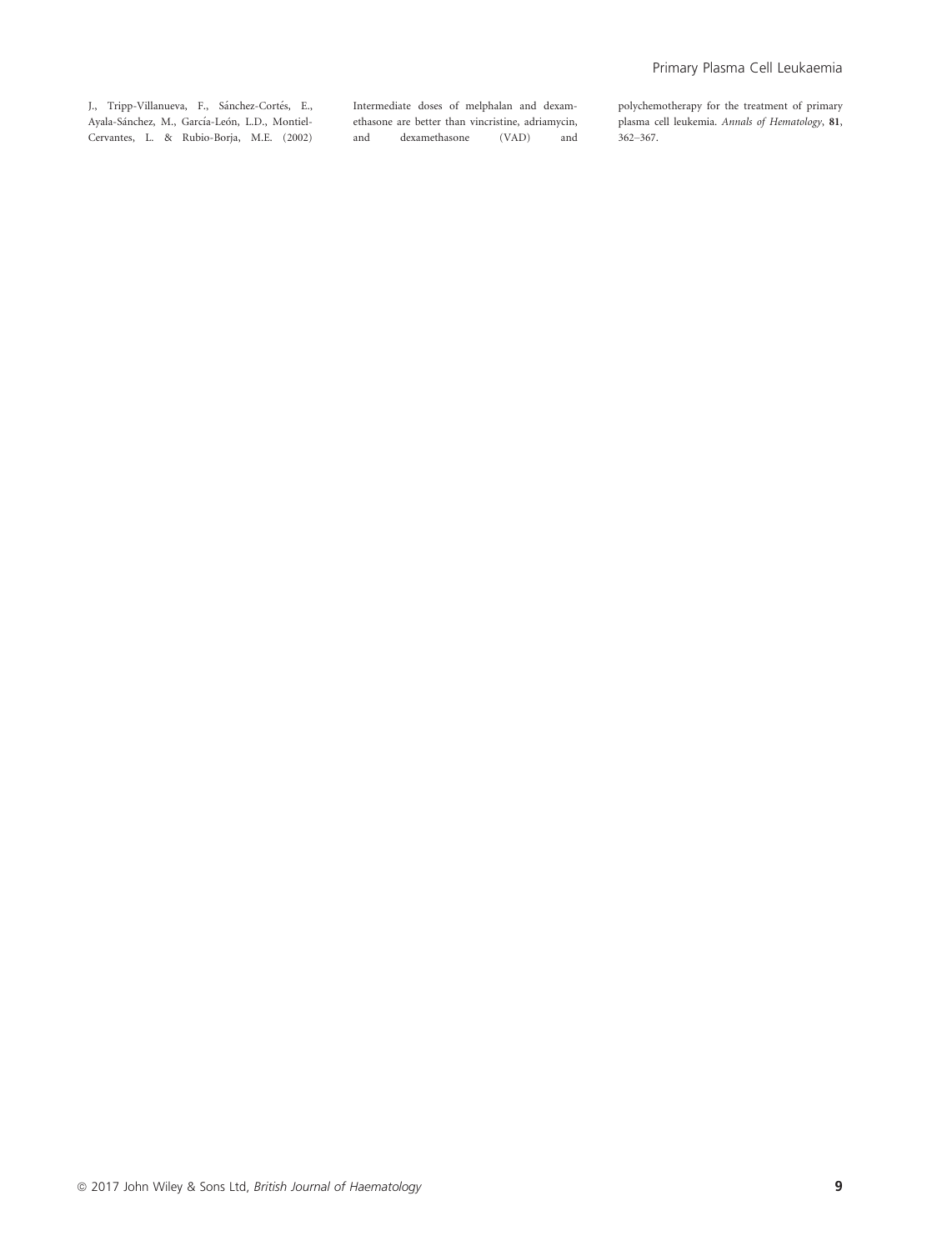J., Tripp-Villanueva, F., Sánchez-Cortés, E., Ayala-Sánchez, M., García-León, L.D., Montiel-Cervantes, L. & Rubio-Borja, M.E. (2002) Intermediate doses of melphalan and dexamethasone are better than vincristine, adriamycin, and dexamethasone (VAD) and polychemotherapy for the treatment of primary plasma cell leukemia. *Annals of Hematology*, **81**, 362–367.